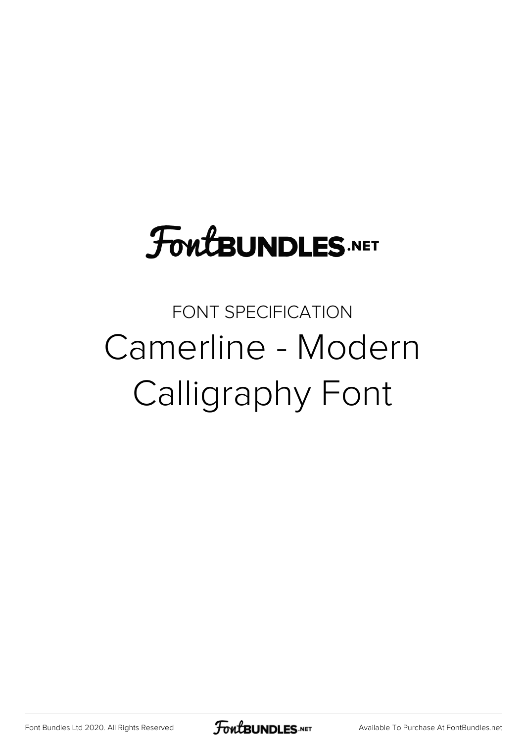# FontBUNDLES.NET

FONT SPECIFICATION

## Camerline - Modern Calligraphy Font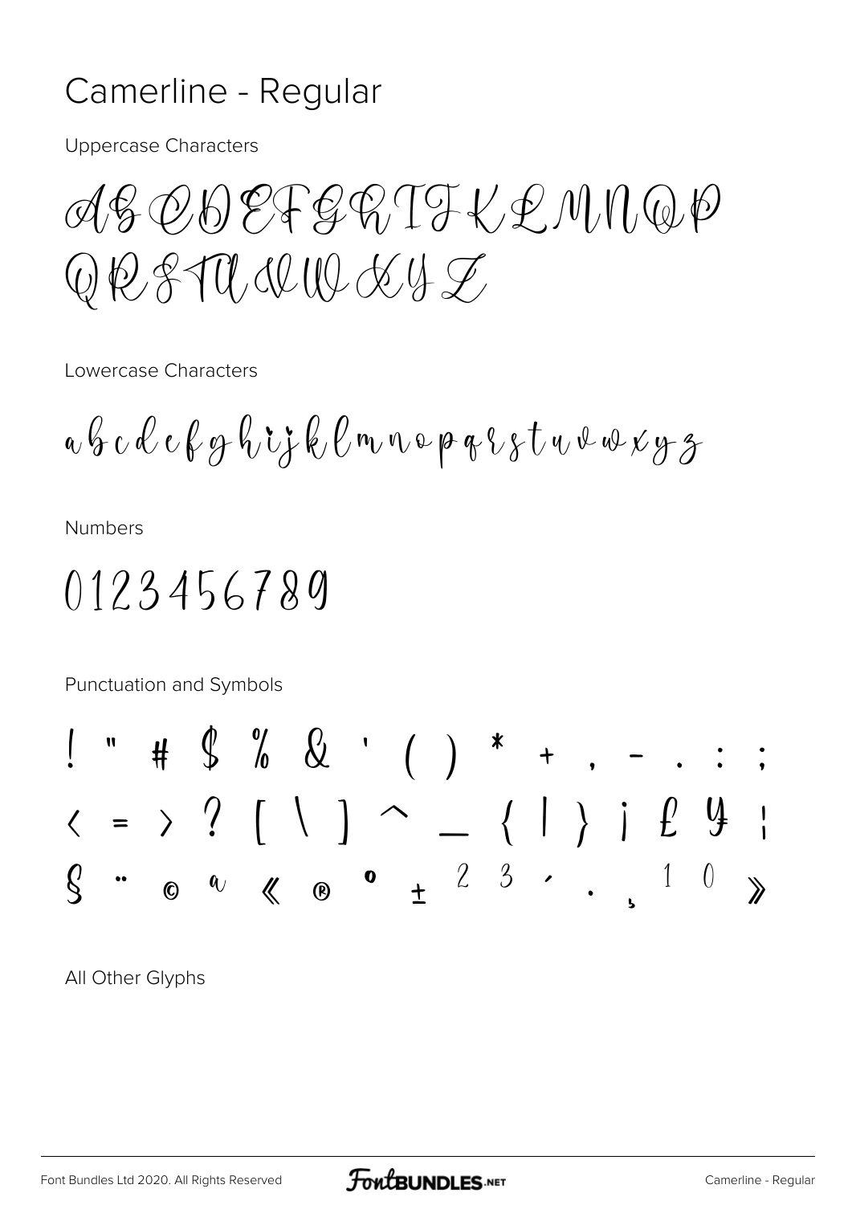# Camerline - Regular

Uppercase Characters

ABCDEFGHIJKLMNOP
QRSTUVWXYZ

Lowercase Characters

abcdefghijklmnopqrstuvwxyz

Numbers

0123456789

Punctuation and Symbols

! " # $ % & ' ( ) * + , - . : ;
< = > ? [ \ ] ^ _ { | } ¡ £ ¥ ¦
§ ¨ © ª « ® ° ± ² ³ ´ · ¸ ¹ º »

All Other Glyphs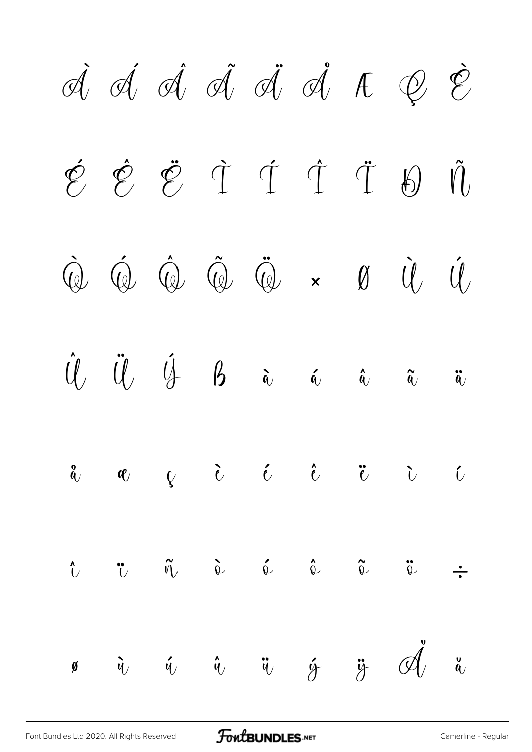À Á Â Ã Ä Å Æ Ç È

É Ê Ë Ì Í Î Ï Ð Ñ

Ò Ó Ô Õ Ö × Ø Ù Ú

Û Ü Ý ß à á â ã ä

å æ ç è é ê ë ì í

î ï ñ ò ó ô õ ö ÷

ø ù ú û ü ý ÿ Ǎ ǎ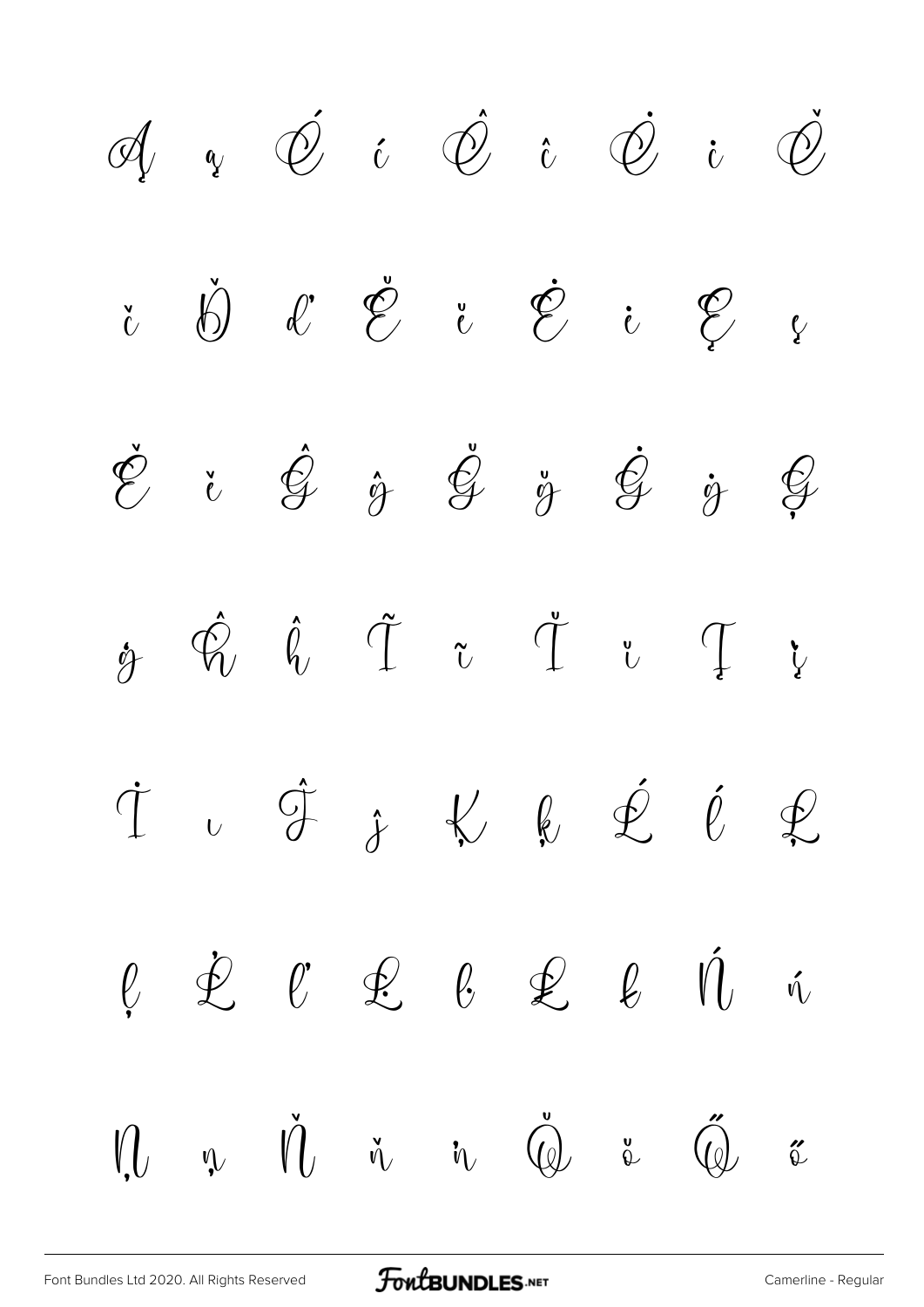Ą ą Ć ć Ĉ ĉ Ċ ċ Č

č Ď ď Ĕ ĕ Ė ė Ę ę

Ě ě Ĝ ĝ Ğ ğ Ġ ġ Ģ

ģ Ĥ ĥ Ĩ ĩ Ĭ ĭ Į į

İ ı Ĵ ĵ Ķ ķ Ĺ ĺ Ļ

ļ Ľ ľ Ŀ ŀ Ł ł Ń ń

Ņ ņ Ň ň ŉ Ŏ ŏ Ő ő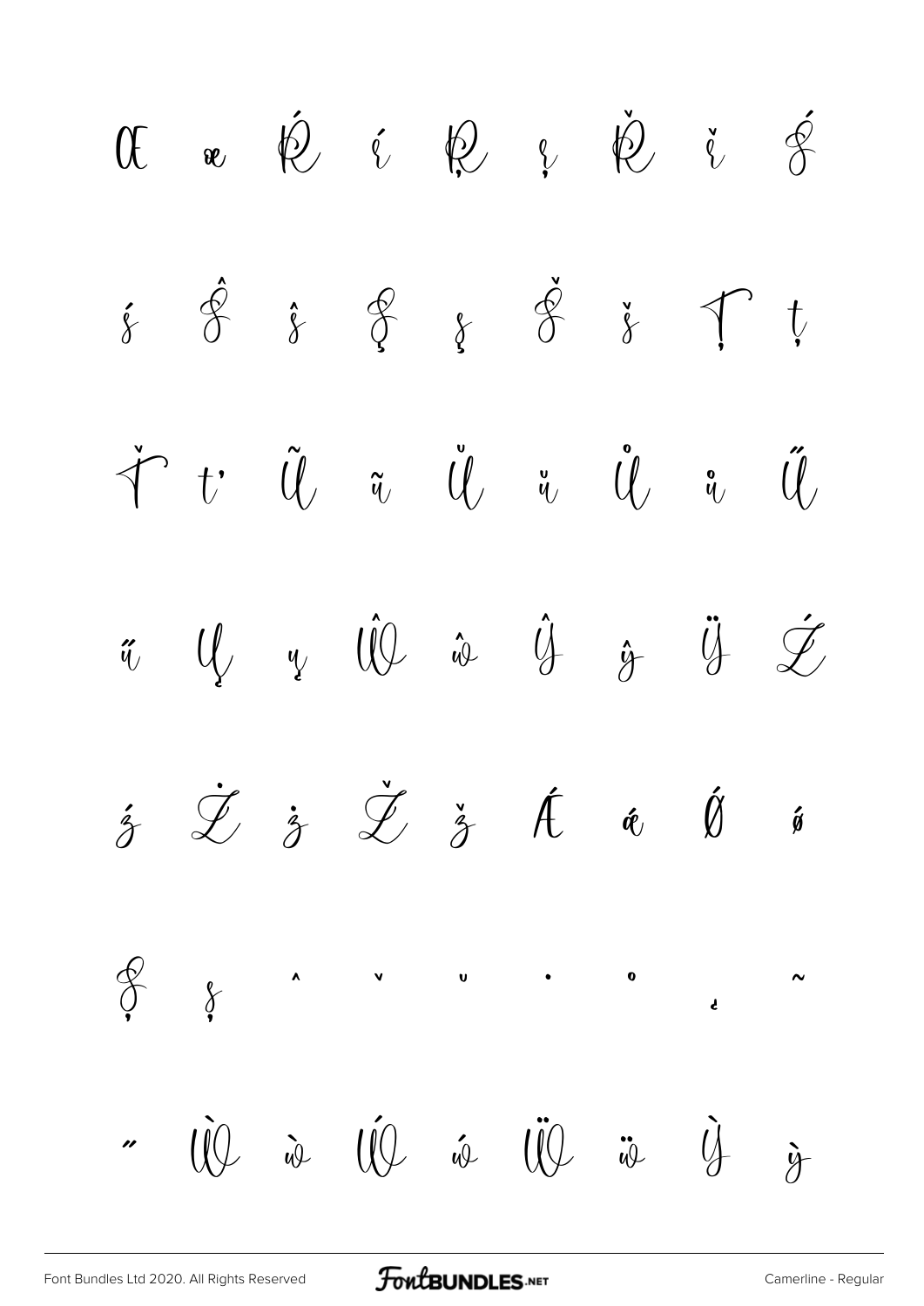Œ œ Ŕ ŕ Ŗ ŗ Ř ř Ś

ś Ŝ ŝ Ş ş Š š Ţ ţ

Ť ť Ũ ũ Ŭ ŭ Ů ů Ű

ű Ų ų Ŵ ŵ Ŷ ŷ Ÿ Ź

ź Ż ż Ž ž Ǽ ǽ Ǿ ǿ

Ș ș ˆ ˇ ˘ ˙ ˚ ˛ ˜

˝ Ẁ ẁ Ẃ ẃ Ẅ ẅ Ỳ ỳ